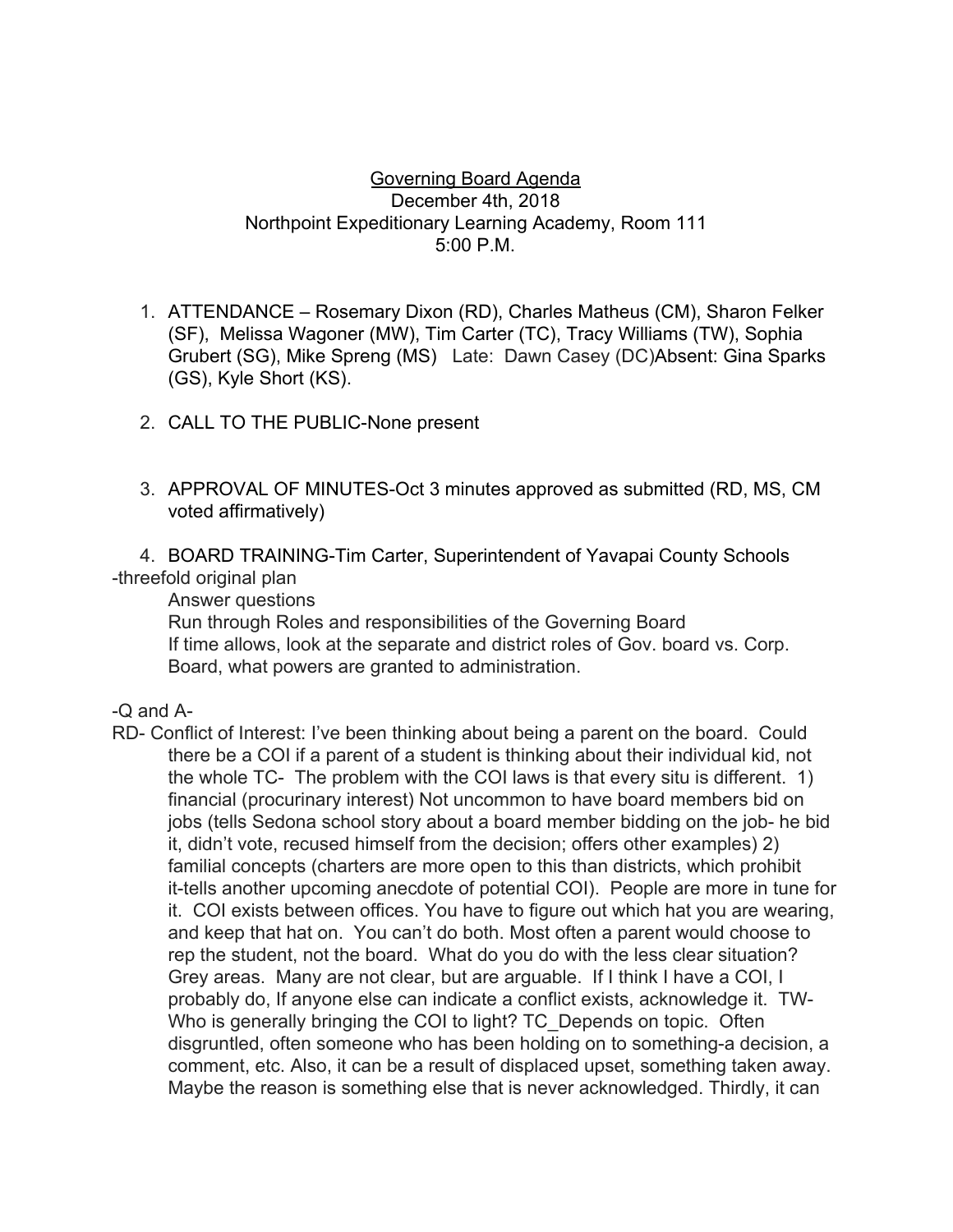<u>Governing Board Agenda</u>
December 4th, 2018
Northpoint Expeditionary Learning Academy, Room 111
5:00 P.M.

1. ATTENDANCE – Rosemary Dixon (RD), Charles Matheus (CM), Sharon Felker (SF), Melissa Wagoner (MW), Tim Carter (TC), Tracy Williams (TW), Sophia Grubert (SG), Mike Spreng (MS) Late: Dawn Casey (DC)Absent: Gina Sparks (GS), Kyle Short (KS).

2. CALL TO THE PUBLIC-None present

3. APPROVAL OF MINUTES-Oct 3 minutes approved as submitted (RD, MS, CM voted affirmatively)

4. BOARD TRAINING-Tim Carter, Superintendent of Yavapai County Schools

-threefold original plan

Answer questions

Run through Roles and responsibilities of the Governing Board

If time allows, look at the separate and district roles of Gov. board vs. Corp. Board, what powers are granted to administration.

-Q and A-

RD- Conflict of Interest: I've been thinking about being a parent on the board. Could there be a COI if a parent of a student is thinking about their individual kid, not the whole TC- The problem with the COI laws is that every situ is different. 1) financial (procurinary interest) Not uncommon to have board members bid on jobs (tells Sedona school story about a board member bidding on the job- he bid it, didn't vote, recused himself from the decision; offers other examples) 2) familial concepts (charters are more open to this than districts, which prohibit it-tells another upcoming anecdote of potential COI). People are more in tune for it. COI exists between offices. You have to figure out which hat you are wearing, and keep that hat on. You can't do both. Most often a parent would choose to rep the student, not the board. What do you do with the less clear situation? Grey areas. Many are not clear, but are arguable. If I think I have a COI, I probably do, If anyone else can indicate a conflict exists, acknowledge it. TW- Who is generally bringing the COI to light? TC_Depends on topic. Often disgruntled, often someone who has been holding on to something-a decision, a comment, etc. Also, it can be a result of displaced upset, something taken away. Maybe the reason is something else that is never acknowledged. Thirdly, it can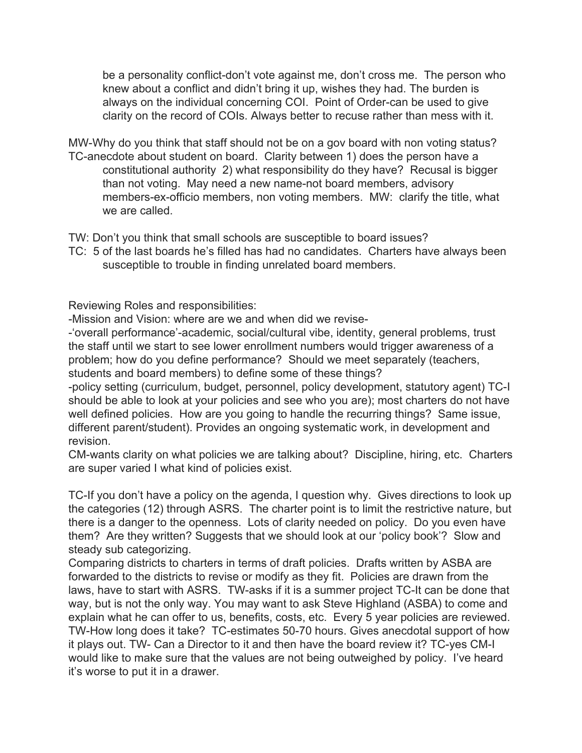be a personality conflict-don't vote against me, don't cross me. The person who knew about a conflict and didn't bring it up, wishes they had. The burden is always on the individual concerning COI. Point of Order-can be used to give clarity on the record of COIs. Always better to recuse rather than mess with it.

MW-Why do you think that staff should not be on a gov board with non voting status?
TC-anecdote about student on board. Clarity between 1) does the person have a constitutional authority 2) what responsibility do they have? Recusal is bigger than not voting. May need a new name-not board members, advisory members-ex-officio members, non voting members. MW: clarify the title, what we are called.

TW: Don't you think that small schools are susceptible to board issues?
TC: 5 of the last boards he's filled has had no candidates. Charters have always been susceptible to trouble in finding unrelated board members.

Reviewing Roles and responsibilities:
-Mission and Vision: where are we and when did we revise-
-'overall performance'-academic, social/cultural vibe, identity, general problems, trust the staff until we start to see lower enrollment numbers would trigger awareness of a problem; how do you define performance? Should we meet separately (teachers, students and board members) to define some of these things?
-policy setting (curriculum, budget, personnel, policy development, statutory agent) TC-I should be able to look at your policies and see who you are); most charters do not have well defined policies. How are you going to handle the recurring things? Same issue, different parent/student). Provides an ongoing systematic work, in development and revision.
CM-wants clarity on what policies we are talking about? Discipline, hiring, etc. Charters are super varied I what kind of policies exist.

TC-If you don't have a policy on the agenda, I question why. Gives directions to look up the categories (12) through ASRS. The charter point is to limit the restrictive nature, but there is a danger to the openness. Lots of clarity needed on policy. Do you even have them? Are they written? Suggests that we should look at our 'policy book'? Slow and steady sub categorizing.
Comparing districts to charters in terms of draft policies. Drafts written by ASBA are forwarded to the districts to revise or modify as they fit. Policies are drawn from the laws, have to start with ASRS. TW-asks if it is a summer project TC-It can be done that way, but is not the only way. You may want to ask Steve Highland (ASBA) to come and explain what he can offer to us, benefits, costs, etc. Every 5 year policies are reviewed. TW-How long does it take? TC-estimates 50-70 hours. Gives anecdotal support of how it plays out. TW- Can a Director to it and then have the board review it? TC-yes CM-I would like to make sure that the values are not being outweighed by policy. I've heard it's worse to put it in a drawer.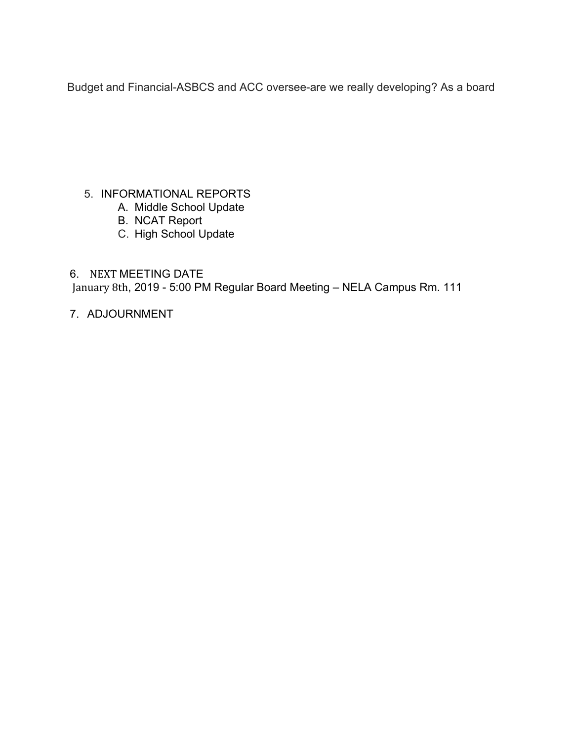Budget and Financial-ASBCS and ACC oversee-are we really developing? As a board

5. INFORMATIONAL REPORTS
   A. Middle School Update
   B. NCAT Report
   C. High School Update

6. NEXT MEETING DATE
January 8th, 2019 - 5:00 PM Regular Board Meeting – NELA Campus Rm. 111

7. ADJOURNMENT